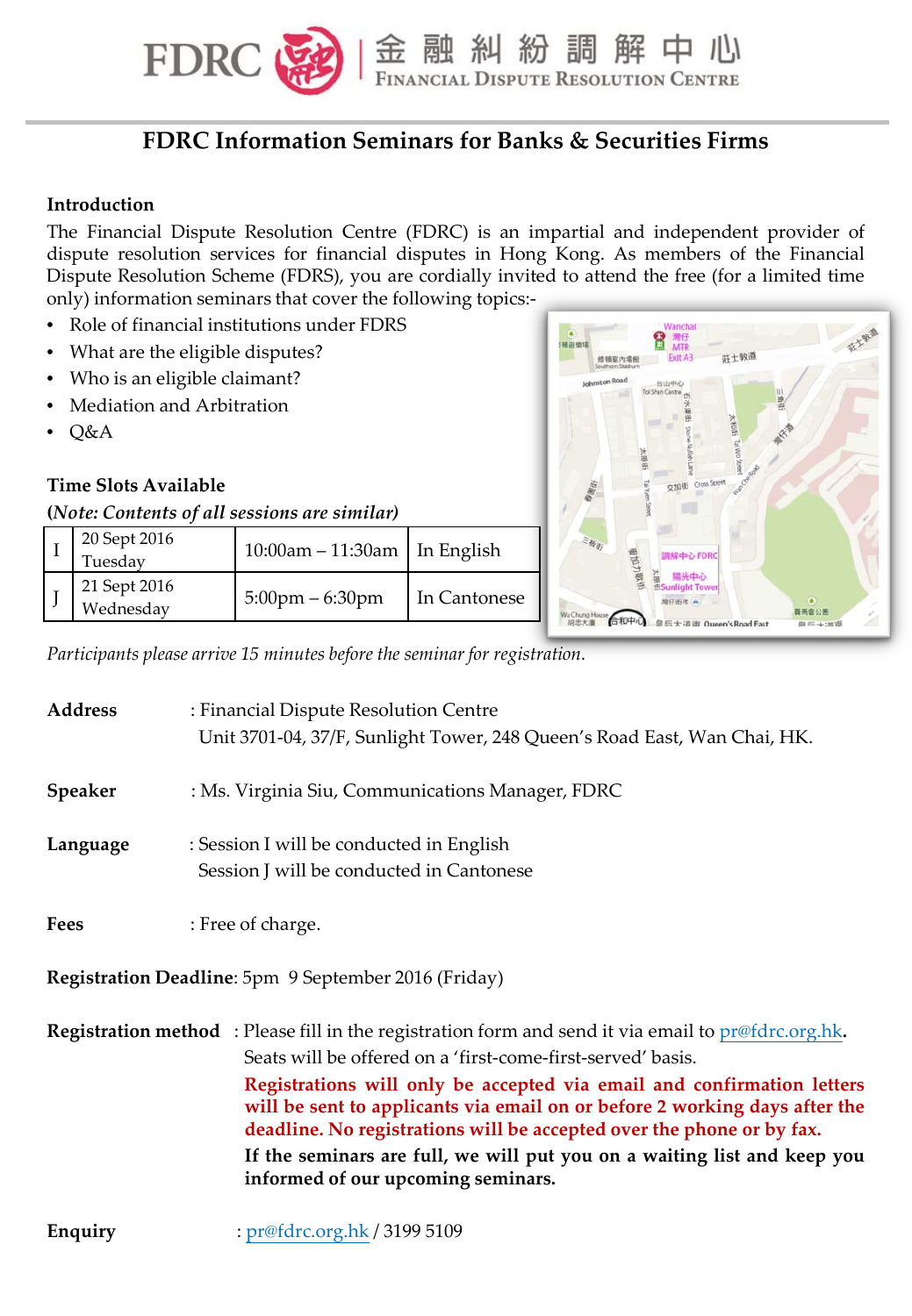# FDRC Information Seminars for Banks & Securities Firms

**Introduction**

The Financial Dispute Resolution Centre (FDRC) is an impartial and independent provider of dispute resolution services for financial disputes in Hong Kong. As members of the Financial Dispute Resolution Scheme (FDRS), you are cordially invited to attend the free (for a limited time only) information seminars that cover the following topics:-

- Role of financial institutions under FDRS
- What are the eligible disputes?
- Who is an eligible claimant?
- Mediation and Arbitration
- Q&A

**Time Slots Available**

**(*Note: Contents of all sessions are similar*)**

| | | | |
|---|---|---|---|
| I | 20 Sept 2016 Tuesday | 10:00am – 11:30am | In English |
| J | 21 Sept 2016 Wednesday | 5:00pm – 6:30pm | In Cantonese |

*Participants please arrive 15 minutes before the seminar for registration.*

**Address** : Financial Dispute Resolution Centre
Unit 3701-04, 37/F, Sunlight Tower, 248 Queen's Road East, Wan Chai, HK.

**Speaker** : Ms. Virginia Siu, Communications Manager, FDRC

**Language** : Session I will be conducted in English
Session J will be conducted in Cantonese

**Fees** : Free of charge.

**Registration Deadline**: 5pm 9 September 2016 (Friday)

**Registration method** : Please fill in the registration form and send it via email to pr@fdrc.org.hk. Seats will be offered on a 'first-come-first-served' basis.

**Registrations will only be accepted via email and confirmation letters will be sent to applicants via email on or before 2 working days after the deadline. No registrations will be accepted over the phone or by fax.**

**If the seminars are full, we will put you on a waiting list and keep you informed of our upcoming seminars.**

**Enquiry** : pr@fdrc.org.hk / 3199 5109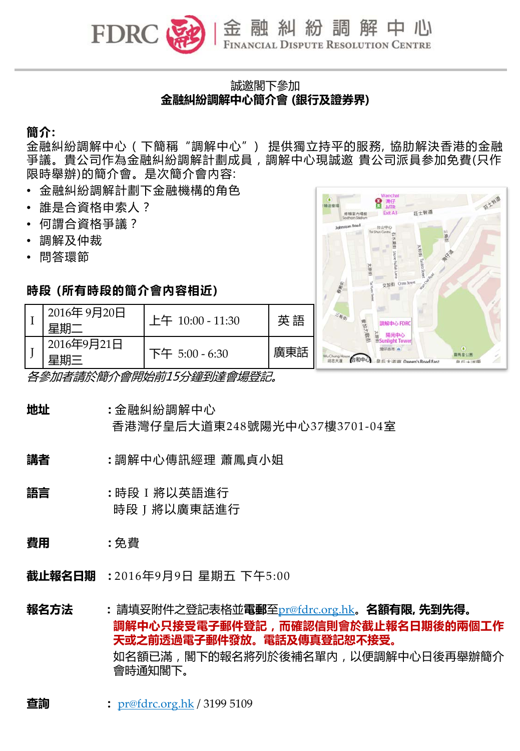# FDRC 金融糾紛調解中心 FINANCIAL DISPUTE RESOLUTION CENTRE

誠邀閣下參加

**金融糾紛調解中心簡介會 (銀行及證券界)**

**簡介:**

金融糾紛調解中心（下簡稱“調解中心”）提供獨立持平的服務，協助解決香港的金融爭議。貴公司作為金融糾紛調解計劃成員，調解中心現誠邀 貴公司派員參加免費(只作限時舉辦)的簡介會。是次簡介會內容:

- 金融糾紛調解計劃下金融機構的角色
- 誰是合資格申索人？
- 何謂合資格爭議？
- 調解及仲裁
- 問答環節

**時段（所有時段的簡介會內容相近）**

| | | | |
|---|---|---|---|
| I | 2016年 9月20日 星期二 | 上午 10:00 - 11:30 | 英 語 |
| J | 2016年9月21日 星期三 | 下午 5:00 - 6:30 | 廣東話 |

*各參加者請於簡介會開始前15分鐘到達會場登記。*

**地址** ：金融糾紛調解中心
香港灣仔皇后大道東248號陽光中心37樓3701-04室

**講者** ：調解中心傳訊經理 蕭鳳貞小姐

**語言** ：時段 I 將以英語進行
時段 J 將以廣東話進行

**費用** ：免費

**截止報名日期** ：2016年9月9日 星期五 下午5:00

**報名方法** ：請填妥附件之登記表格並**電郵**至pr@fdrc.org.hk。**名額有限, 先到先得。**
**調解中心只接受電子郵件登記，而確認信則會於截止報名日期後的兩個工作天或之前透過電子郵件發放。電話及傳真登記恕不接受。**
如名額已滿，閣下的報名將列於後補名單內，以便調解中心日後再舉辦簡介會時通知閣下。

**查詢** ：pr@fdrc.org.hk / 3199 5109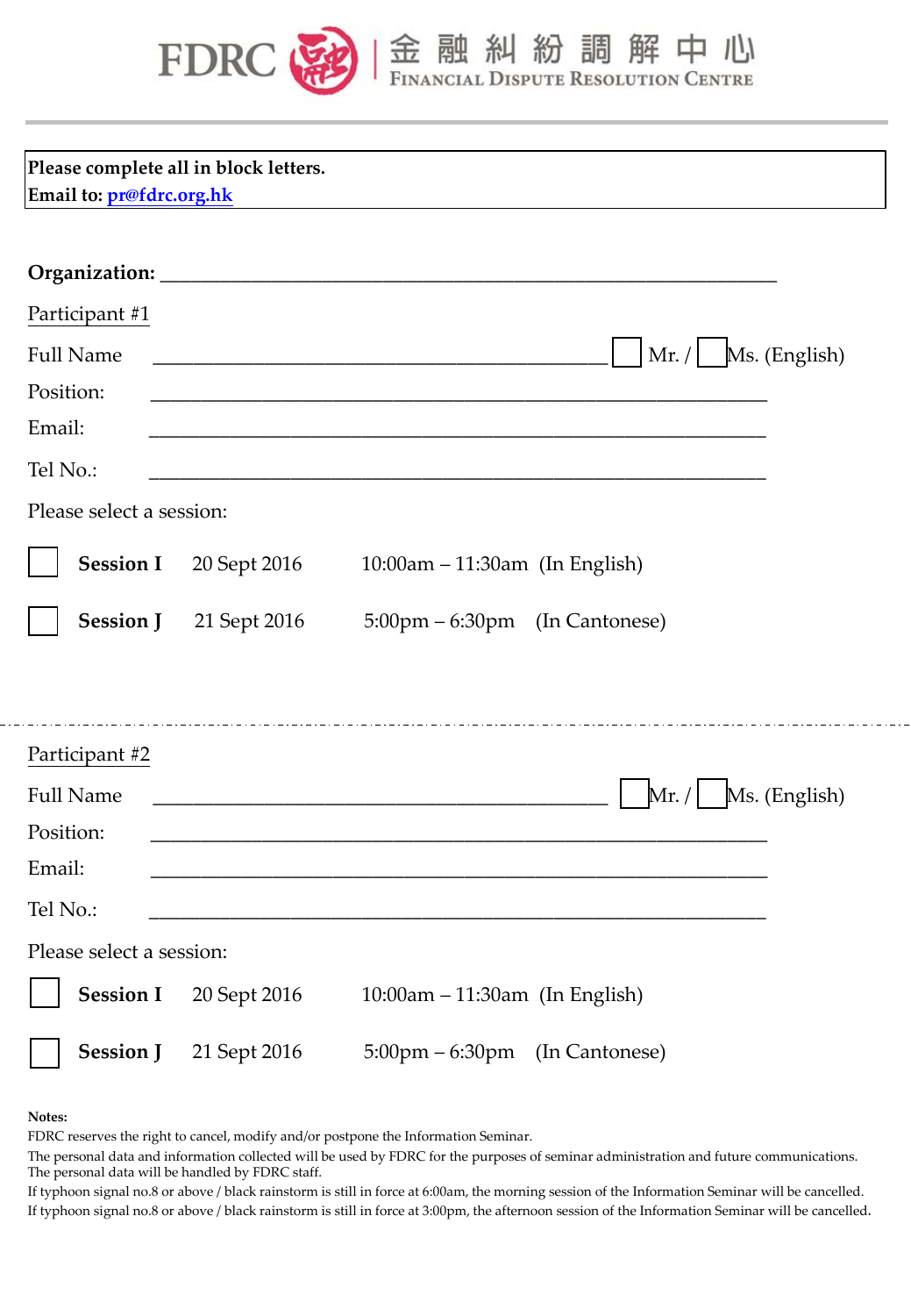FDRC 金融糾紛調解中心 FINANCIAL DISPUTE RESOLUTION CENTRE

**Please complete all in block letters.**
**Email to: pr@fdrc.org.hk**

**Organization:** ___________________________________________________________

Participant #1

Full Name ____________________________________________ ☐ Mr. / ☐ Ms. (English)

Position: ___________________________________________________________

Email: ___________________________________________________________

Tel No.: ___________________________________________________________

Please select a session:

☐ **Session I** 20 Sept 2016 10:00am – 11:30am (In English)

☐ **Session J** 21 Sept 2016 5:00pm – 6:30pm (In Cantonese)

---

Participant #2

Full Name ____________________________________________ ☐ Mr. / ☐ Ms. (English)

Position: ___________________________________________________________

Email: ___________________________________________________________

Tel No.: ___________________________________________________________

Please select a session:

☐ **Session I** 20 Sept 2016 10:00am – 11:30am (In English)

☐ **Session J** 21 Sept 2016 5:00pm – 6:30pm (In Cantonese)

**Notes:**
FDRC reserves the right to cancel, modify and/or postpone the Information Seminar.
The personal data and information collected will be used by FDRC for the purposes of seminar administration and future communications. The personal data will be handled by FDRC staff.
If typhoon signal no.8 or above / black rainstorm is still in force at 6:00am, the morning session of the Information Seminar will be cancelled.
If typhoon signal no.8 or above / black rainstorm is still in force at 3:00pm, the afternoon session of the Information Seminar will be cancelled.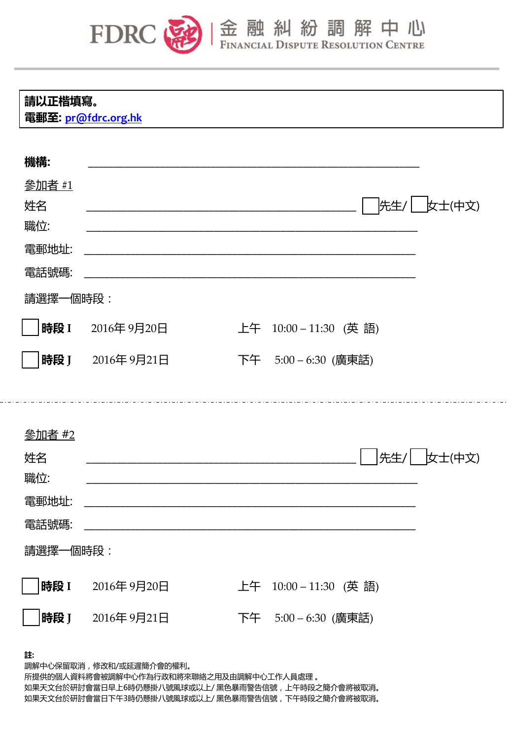FDRC 金融糾紛調解中心 FINANCIAL DISPUTE RESOLUTION CENTRE

**請以正楷填寫。**
**電郵至: pr@fdrc.org.hk**

**機構:** ______________________________________________

參加者 #1

姓名 ______________________________________ ☐先生/ ☐女士(中文)

職位: ______________________________________________

電郵地址: ______________________________________________

電話號碼: ______________________________________________

請選擇一個時段：

☐ **時段 I** 2016年 9月20日 上午 10:00 – 11:30 (英 語)

☐ **時段 J** 2016年 9月21日 下午 5:00 – 6:30 (廣東話)

---

參加者 #2

姓名 ______________________________________ ☐先生/ ☐女士(中文)

職位: ______________________________________________

電郵地址: ______________________________________________

電話號碼: ______________________________________________

請選擇一個時段：

☐ **時段 I** 2016年 9月20日 上午 10:00 – 11:30 (英 語)

☐ **時段 J** 2016年 9月21日 下午 5:00 – 6:30 (廣東話)

**註:**
調解中心保留取消，修改和/或延遲簡介會的權利。
所提供的個人資料將會被調解中心作為行政和將來聯絡之用及由調解中心工作人員處理 。
如果天文台於研討會當日早上6時仍懸掛八號風球或以上/ 黑色暴雨警告信號，上午時段之簡介會將被取消。
如果天文台於研討會當日下午3時仍懸掛八號風球或以上/ 黑色暴雨警告信號，下午時段之簡介會將被取消。